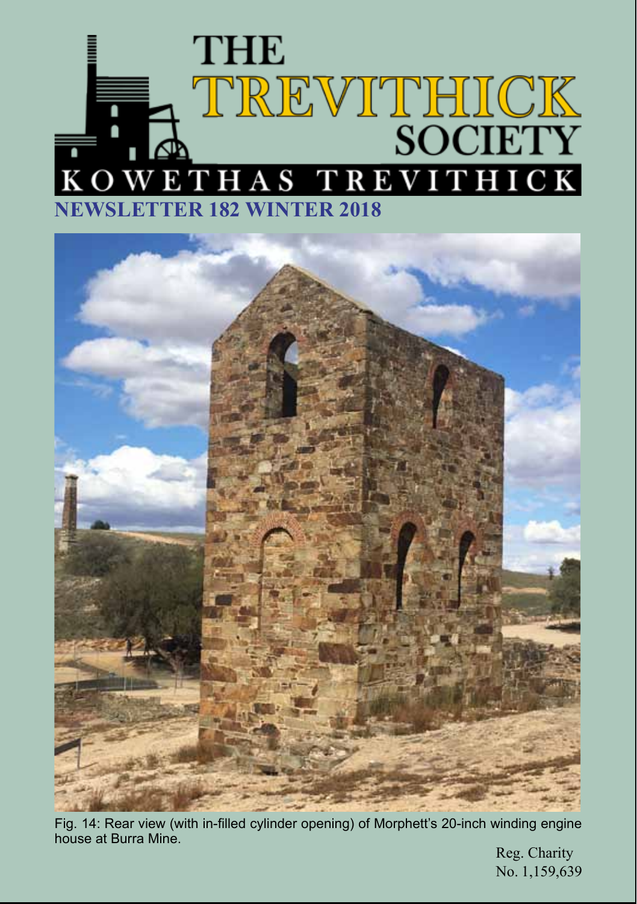# THE TREVITHICK SOCIETY

KOWETHAS TREVITHICK

## NEWSLETTER 182 WINTER 2018

Fig. 14: Rear view (with in-filled cylinder opening) of Morphett's 20-inch winding engine house at Burra Mine.

Reg. Charity
No. 1,159,639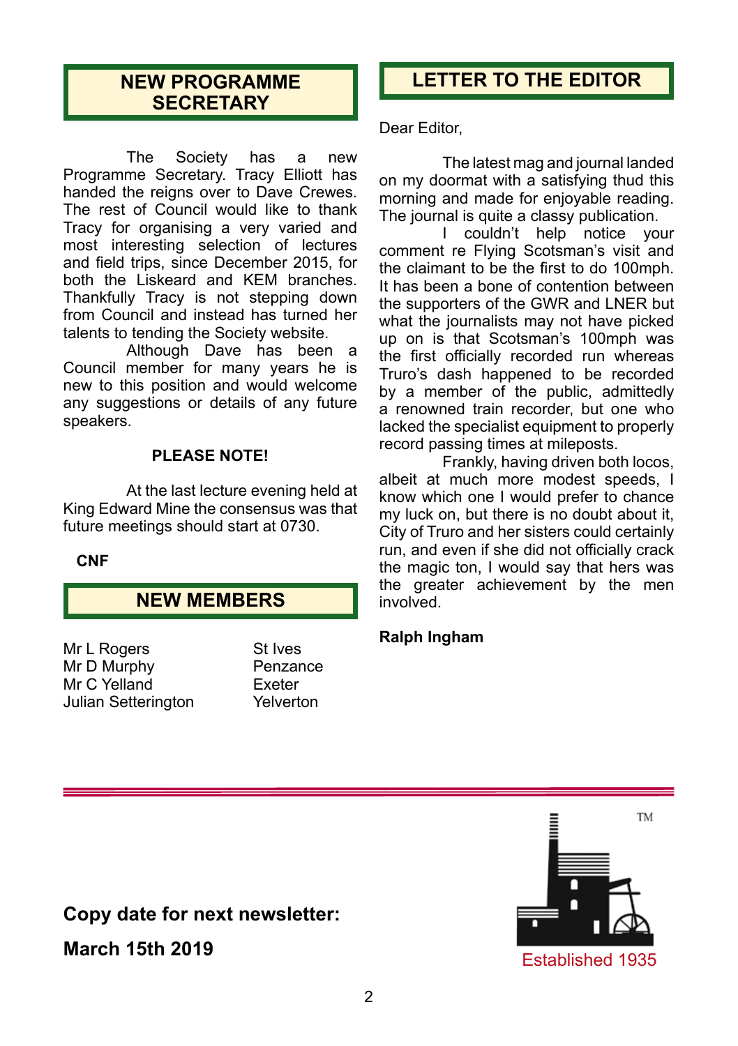## NEW PROGRAMME SECRETARY

The Society has a new Programme Secretary. Tracy Elliott has handed the reigns over to Dave Crewes. The rest of Council would like to thank Tracy for organising a very varied and most interesting selection of lectures and field trips, since December 2015, for both the Liskeard and KEM branches. Thankfully Tracy is not stepping down from Council and instead has turned her talents to tending the Society website.

Although Dave has been a Council member for many years he is new to this position and would welcome any suggestions or details of any future speakers.

**PLEASE NOTE!**

At the last lecture evening held at King Edward Mine the consensus was that future meetings should start at 0730.

**CNF**

## NEW MEMBERS

| | |
|---|---|
| Mr L Rogers | St Ives |
| Mr D Murphy | Penzance |
| Mr C Yelland | Exeter |
| Julian Setterington | Yelverton |

## LETTER TO THE EDITOR

Dear Editor,

The latest mag and journal landed on my doormat with a satisfying thud this morning and made for enjoyable reading. The journal is quite a classy publication.

I couldn't help notice your comment re Flying Scotsman's visit and the claimant to be the first to do 100mph. It has been a bone of contention between the supporters of the GWR and LNER but what the journalists may not have picked up on is that Scotsman's 100mph was the first officially recorded run whereas Truro's dash happened to be recorded by a member of the public, admittedly a renowned train recorder, but one who lacked the specialist equipment to properly record passing times at mileposts.

Frankly, having driven both locos, albeit at much more modest speeds, I know which one I would prefer to chance my luck on, but there is no doubt about it, City of Truro and her sisters could certainly run, and even if she did not officially crack the magic ton, I would say that hers was the greater achievement by the men involved.

**Ralph Ingham**

**Copy date for next newsletter:**

**March 15th 2019**

TM

Established 1935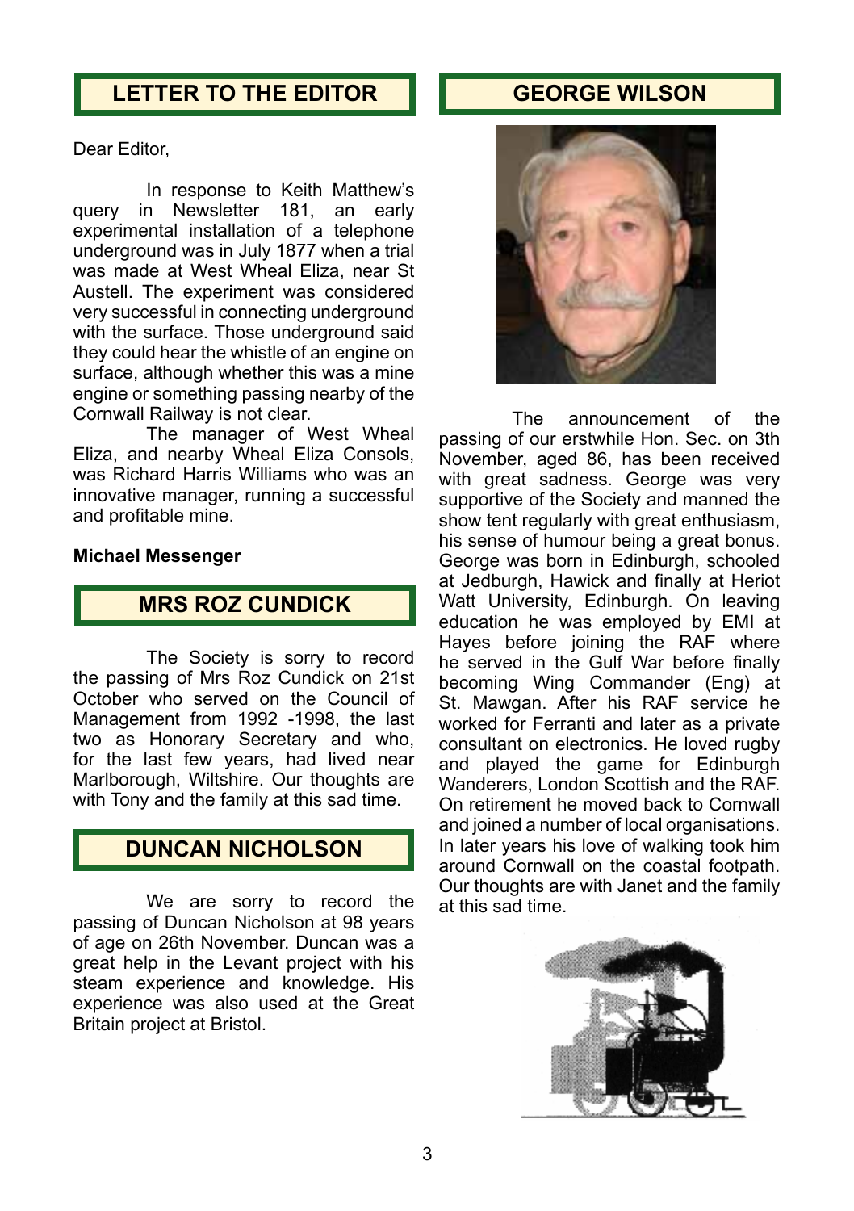## LETTER TO THE EDITOR

Dear Editor,

In response to Keith Matthew's query in Newsletter 181, an early experimental installation of a telephone underground was in July 1877 when a trial was made at West Wheal Eliza, near St Austell. The experiment was considered very successful in connecting underground with the surface. Those underground said they could hear the whistle of an engine on surface, although whether this was a mine engine or something passing nearby of the Cornwall Railway is not clear.

The manager of West Wheal Eliza, and nearby Wheal Eliza Consols, was Richard Harris Williams who was an innovative manager, running a successful and profitable mine.

**Michael Messenger**

## MRS ROZ CUNDICK

The Society is sorry to record the passing of Mrs Roz Cundick on 21st October who served on the Council of Management from 1992 -1998, the last two as Honorary Secretary and who, for the last few years, had lived near Marlborough, Wiltshire. Our thoughts are with Tony and the family at this sad time.

## DUNCAN NICHOLSON

We are sorry to record the passing of Duncan Nicholson at 98 years of age on 26th November. Duncan was a great help in the Levant project with his steam experience and knowledge. His experience was also used at the Great Britain project at Bristol.

## GEORGE WILSON

The announcement of the passing of our erstwhile Hon. Sec. on 3th November, aged 86, has been received with great sadness. George was very supportive of the Society and manned the show tent regularly with great enthusiasm, his sense of humour being a great bonus. George was born in Edinburgh, schooled at Jedburgh, Hawick and finally at Heriot Watt University, Edinburgh. On leaving education he was employed by EMI at Hayes before joining the RAF where he served in the Gulf War before finally becoming Wing Commander (Eng) at St. Mawgan. After his RAF service he worked for Ferranti and later as a private consultant on electronics. He loved rugby and played the game for Edinburgh Wanderers, London Scottish and the RAF. On retirement he moved back to Cornwall and joined a number of local organisations. In later years his love of walking took him around Cornwall on the coastal footpath. Our thoughts are with Janet and the family at this sad time.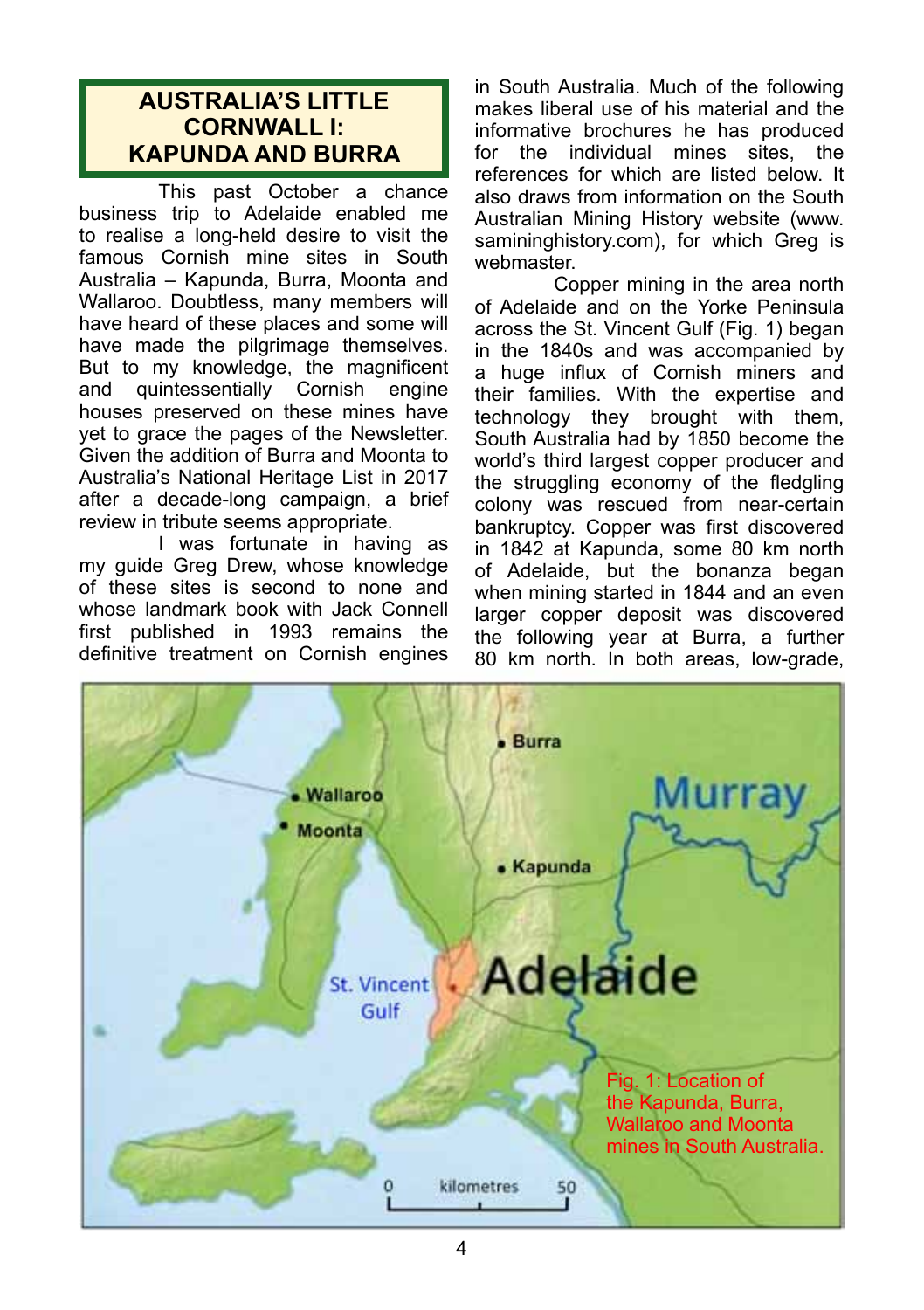# AUSTRALIA'S LITTLE CORNWALL I: KAPUNDA AND BURRA

This past October a chance business trip to Adelaide enabled me to realise a long-held desire to visit the famous Cornish mine sites in South Australia – Kapunda, Burra, Moonta and Wallaroo. Doubtless, many members will have heard of these places and some will have made the pilgrimage themselves. But to my knowledge, the magnificent and quintessentially Cornish engine houses preserved on these mines have yet to grace the pages of the Newsletter. Given the addition of Burra and Moonta to Australia's National Heritage List in 2017 after a decade-long campaign, a brief review in tribute seems appropriate.

I was fortunate in having as my guide Greg Drew, whose knowledge of these sites is second to none and whose landmark book with Jack Connell first published in 1993 remains the definitive treatment on Cornish engines in South Australia. Much of the following makes liberal use of his material and the informative brochures he has produced for the individual mines sites, the references for which are listed below. It also draws from information on the South Australian Mining History website (www.saminingistory.com), for which Greg is webmaster.

Copper mining in the area north of Adelaide and on the Yorke Peninsula across the St. Vincent Gulf (Fig. 1) began in the 1840s and was accompanied by a huge influx of Cornish miners and their families. With the expertise and technology they brought with them, South Australia had by 1850 become the world's third largest copper producer and the struggling economy of the fledgling colony was rescued from near-certain bankruptcy. Copper was first discovered in 1842 at Kapunda, some 80 km north of Adelaide, but the bonanza began when mining started in 1844 and an even larger copper deposit was discovered the following year at Burra, a further 80 km north. In both areas, low-grade,

Fig. 1: Location of the Kapunda, Burra, Wallaroo and Moonta mines in South Australia.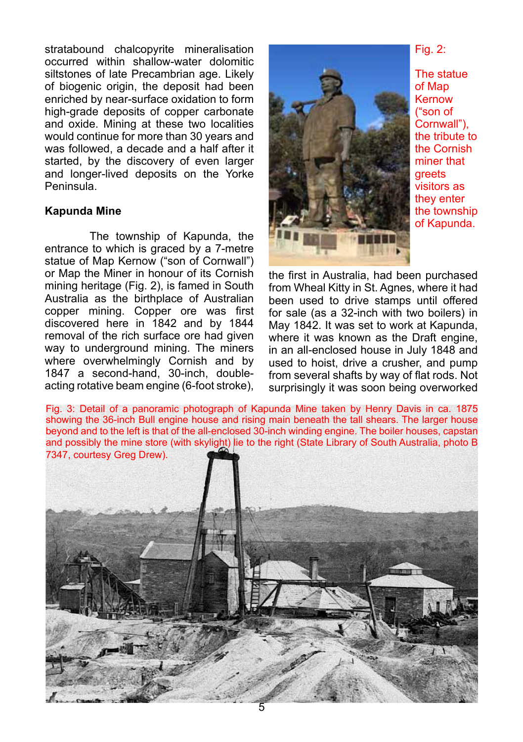stratabound chalcopyrite mineralisation occurred within shallow-water dolomitic siltstones of late Precambrian age. Likely of biogenic origin, the deposit had been enriched by near-surface oxidation to form high-grade deposits of copper carbonate and oxide. Mining at these two localities would continue for more than 30 years and was followed, a decade and a half after it started, by the discovery of even larger and longer-lived deposits on the Yorke Peninsula.

**Kapunda Mine**

The township of Kapunda, the entrance to which is graced by a 7-metre statue of Map Kernow ("son of Cornwall") or Map the Miner in honour of its Cornish mining heritage (Fig. 2), is famed in South Australia as the birthplace of Australian copper mining. Copper ore was first discovered here in 1842 and by 1844 removal of the rich surface ore had given way to underground mining. The miners where overwhelmingly Cornish and by 1847 a second-hand, 30-inch, double-acting rotative beam engine (6-foot stroke), the first in Australia, had been purchased from Wheal Kitty in St. Agnes, where it had been used to drive stamps until offered for sale (as a 32-inch with two boilers) in May 1842. It was set to work at Kapunda, where it was known as the Draft engine, in an all-enclosed house in July 1848 and used to hoist, drive a crusher, and pump from several shafts by way of flat rods. Not surprisingly it was soon being overworked

Fig. 2: The statue of Map Kernow ("son of Cornwall"), the tribute to the Cornish miner that greets visitors as they enter the township of Kapunda.

Fig. 3: Detail of a panoramic photograph of Kapunda Mine taken by Henry Davis in ca. 1875 showing the 36-inch Bull engine house and rising main beneath the tall shears. The larger house beyond and to the left is that of the all-enclosed 30-inch winding engine. The boiler houses, capstan and possibly the mine store (with skylight) lie to the right (State Library of South Australia, photo B 7347, courtesy Greg Drew).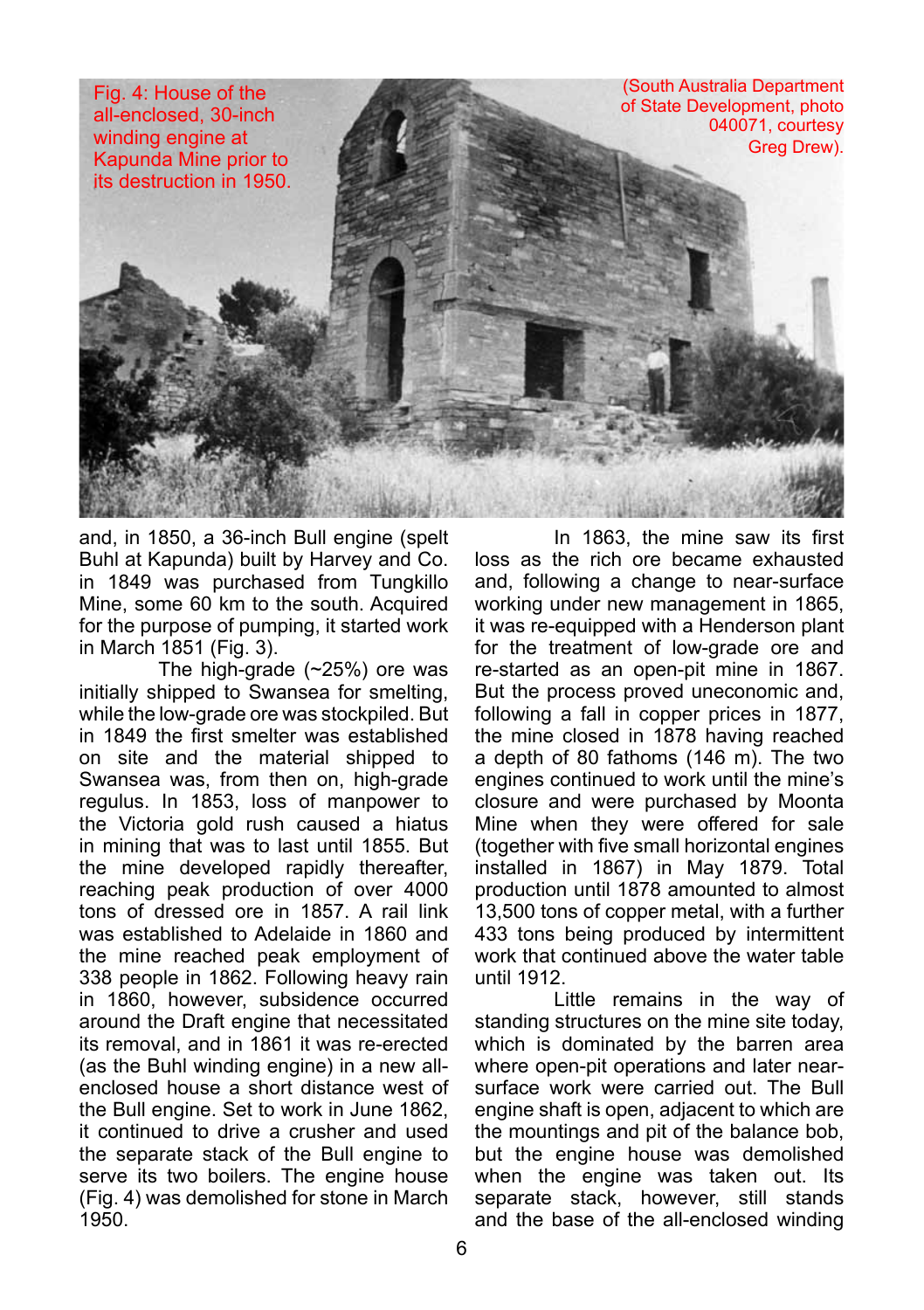Fig. 4: House of the all-enclosed, 30-inch winding engine at Kapunda Mine prior to its destruction in 1950. (South Australia Department of State Development, photo 040071, courtesy Greg Drew).

and, in 1850, a 36-inch Bull engine (spelt Buhl at Kapunda) built by Harvey and Co. in 1849 was purchased from Tungkillo Mine, some 60 km to the south. Acquired for the purpose of pumping, it started work in March 1851 (Fig. 3).

The high-grade (~25%) ore was initially shipped to Swansea for smelting, while the low-grade ore was stockpiled. But in 1849 the first smelter was established on site and the material shipped to Swansea was, from then on, high-grade regulus. In 1853, loss of manpower to the Victoria gold rush caused a hiatus in mining that was to last until 1855. But the mine developed rapidly thereafter, reaching peak production of over 4000 tons of dressed ore in 1857. A rail link was established to Adelaide in 1860 and the mine reached peak employment of 338 people in 1862. Following heavy rain in 1860, however, subsidence occurred around the Draft engine that necessitated its removal, and in 1861 it was re-erected (as the Buhl winding engine) in a new all-enclosed house a short distance west of the Bull engine. Set to work in June 1862, it continued to drive a crusher and used the separate stack of the Bull engine to serve its two boilers. The engine house (Fig. 4) was demolished for stone in March 1950.

In 1863, the mine saw its first loss as the rich ore became exhausted and, following a change to near-surface working under new management in 1865, it was re-equipped with a Henderson plant for the treatment of low-grade ore and re-started as an open-pit mine in 1867. But the process proved uneconomic and, following a fall in copper prices in 1877, the mine closed in 1878 having reached a depth of 80 fathoms (146 m). The two engines continued to work until the mine's closure and were purchased by Moonta Mine when they were offered for sale (together with five small horizontal engines installed in 1867) in May 1879. Total production until 1878 amounted to almost 13,500 tons of copper metal, with a further 433 tons being produced by intermittent work that continued above the water table until 1912.

Little remains in the way of standing structures on the mine site today, which is dominated by the barren area where open-pit operations and later near-surface work were carried out. The Bull engine shaft is open, adjacent to which are the mountings and pit of the balance bob, but the engine house was demolished when the engine was taken out. Its separate stack, however, still stands and the base of the all-enclosed winding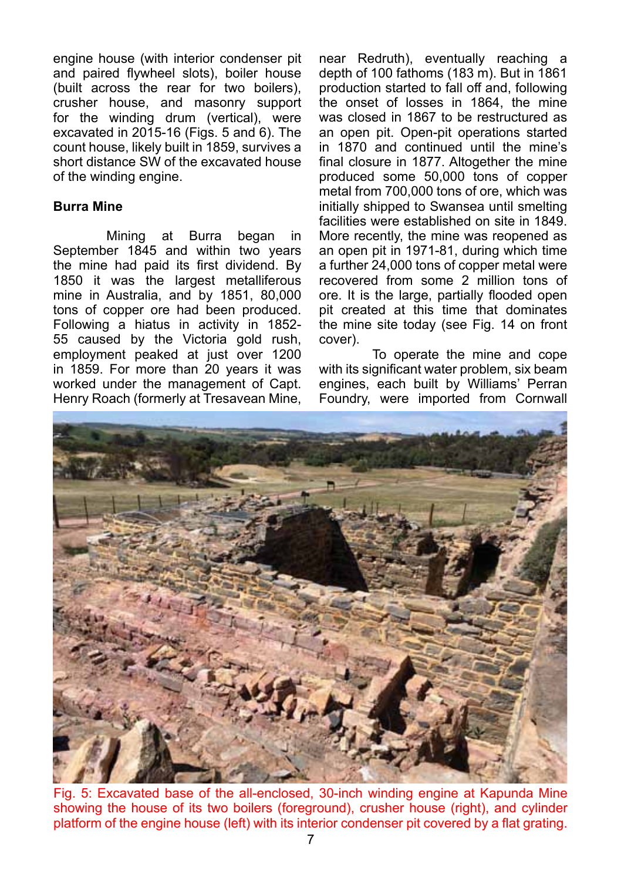engine house (with interior condenser pit and paired flywheel slots), boiler house (built across the rear for two boilers), crusher house, and masonry support for the winding drum (vertical), were excavated in 2015-16 (Figs. 5 and 6). The count house, likely built in 1859, survives a short distance SW of the excavated house of the winding engine.

**Burra Mine**

Mining at Burra began in September 1845 and within two years the mine had paid its first dividend. By 1850 it was the largest metalliferous mine in Australia, and by 1851, 80,000 tons of copper ore had been produced. Following a hiatus in activity in 1852-55 caused by the Victoria gold rush, employment peaked at just over 1200 in 1859. For more than 20 years it was worked under the management of Capt. Henry Roach (formerly at Tresavean Mine, near Redruth), eventually reaching a depth of 100 fathoms (183 m). But in 1861 production started to fall off and, following the onset of losses in 1864, the mine was closed in 1867 to be restructured as an open pit. Open-pit operations started in 1870 and continued until the mine's final closure in 1877. Altogether the mine produced some 50,000 tons of copper metal from 700,000 tons of ore, which was initially shipped to Swansea until smelting facilities were established on site in 1849. More recently, the mine was reopened as an open pit in 1971-81, during which time a further 24,000 tons of copper metal were recovered from some 2 million tons of ore. It is the large, partially flooded open pit created at this time that dominates the mine site today (see Fig. 14 on front cover).

To operate the mine and cope with its significant water problem, six beam engines, each built by Williams' Perran Foundry, were imported from Cornwall

Fig. 5: Excavated base of the all-enclosed, 30-inch winding engine at Kapunda Mine showing the house of its two boilers (foreground), crusher house (right), and cylinder platform of the engine house (left) with its interior condenser pit covered by a flat grating.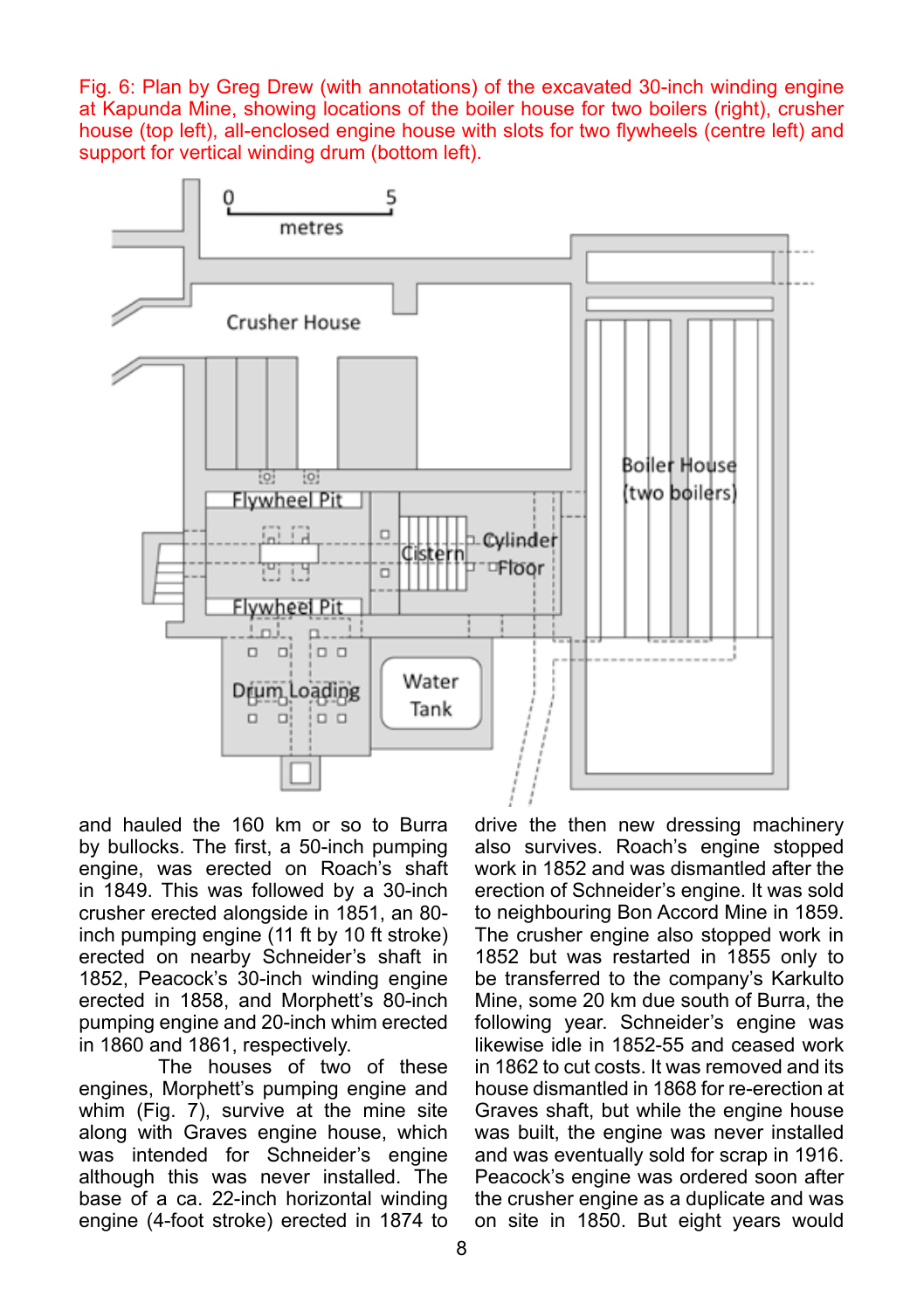Fig. 6: Plan by Greg Drew (with annotations) of the excavated 30-inch winding engine at Kapunda Mine, showing locations of the boiler house for two boilers (right), crusher house (top left), all-enclosed engine house with slots for two flywheels (centre left) and support for vertical winding drum (bottom left).

and hauled the 160 km or so to Burra by bullocks. The first, a 50-inch pumping engine, was erected on Roach's shaft in 1849. This was followed by a 30-inch crusher erected alongside in 1851, an 80-inch pumping engine (11 ft by 10 ft stroke) erected on nearby Schneider's shaft in 1852, Peacock's 30-inch winding engine erected in 1858, and Morphett's 80-inch pumping engine and 20-inch whim erected in 1860 and 1861, respectively.

The houses of two of these engines, Morphett's pumping engine and whim (Fig. 7), survive at the mine site along with Graves engine house, which was intended for Schneider's engine although this was never installed. The base of a ca. 22-inch horizontal winding engine (4-foot stroke) erected in 1874 to drive the then new dressing machinery also survives. Roach's engine stopped work in 1852 and was dismantled after the erection of Schneider's engine. It was sold to neighbouring Bon Accord Mine in 1859. The crusher engine also stopped work in 1852 but was restarted in 1855 only to be transferred to the company's Karkulto Mine, some 20 km due south of Burra, the following year. Schneider's engine was likewise idle in 1852-55 and ceased work in 1862 to cut costs. It was removed and its house dismantled in 1868 for re-erection at Graves shaft, but while the engine house was built, the engine was never installed and was eventually sold for scrap in 1916. Peacock's engine was ordered soon after the crusher engine as a duplicate and was on site in 1850. But eight years would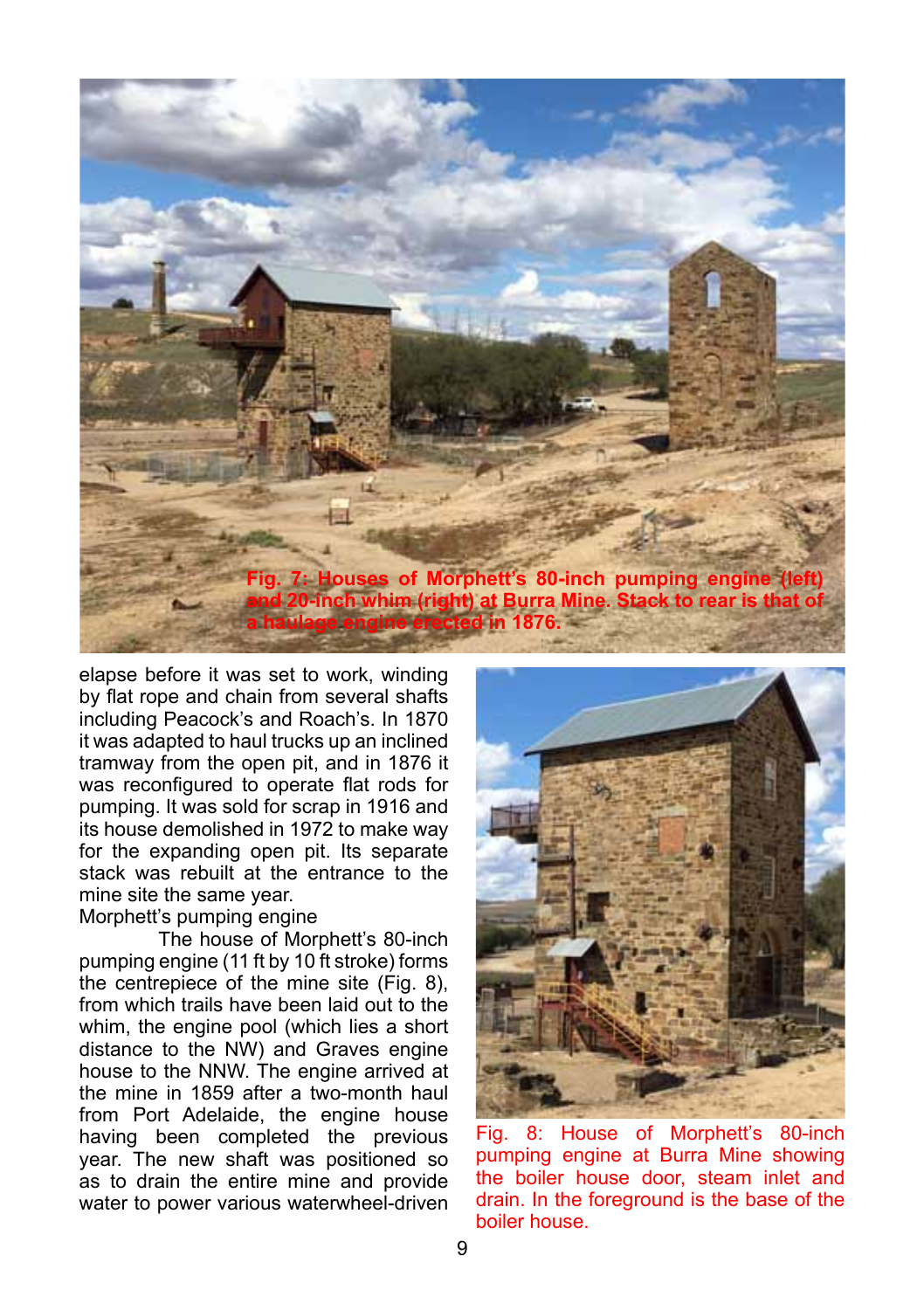Fig. 7: Houses of Morphett's 80-inch pumping engine (left) and 20-inch whim (right) at Burra Mine. Stack to rear is that of a haulage engine erected in 1876.

elapse before it was set to work, winding by flat rope and chain from several shafts including Peacock's and Roach's. In 1870 it was adapted to haul trucks up an inclined tramway from the open pit, and in 1876 it was reconfigured to operate flat rods for pumping. It was sold for scrap in 1916 and its house demolished in 1972 to make way for the expanding open pit. Its separate stack was rebuilt at the entrance to the mine site the same year.

Morphett's pumping engine

The house of Morphett's 80-inch pumping engine (11 ft by 10 ft stroke) forms the centrepiece of the mine site (Fig. 8), from which trails have been laid out to the whim, the engine pool (which lies a short distance to the NW) and Graves engine house to the NNW. The engine arrived at the mine in 1859 after a two-month haul from Port Adelaide, the engine house having been completed the previous year. The new shaft was positioned so as to drain the entire mine and provide water to power various waterwheel-driven

Fig. 8: House of Morphett's 80-inch pumping engine at Burra Mine showing the boiler house door, steam inlet and drain. In the foreground is the base of the boiler house.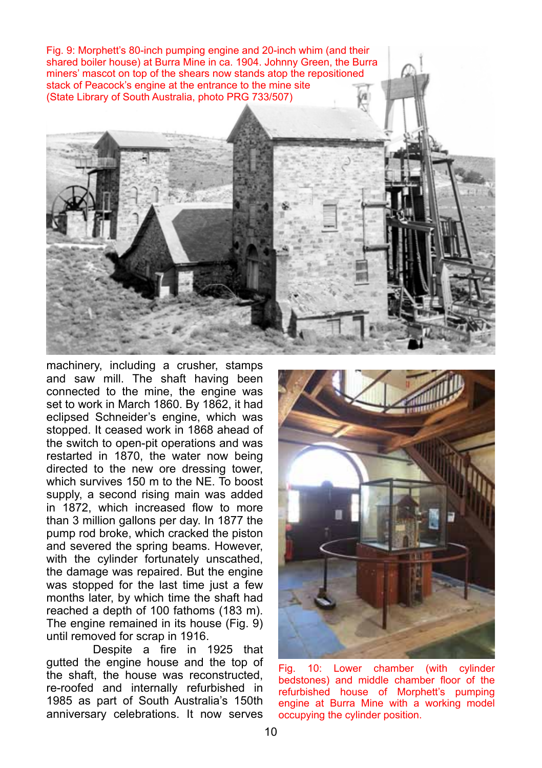Fig. 9: Morphett's 80-inch pumping engine and 20-inch whim (and their shared boiler house) at Burra Mine in ca. 1904. Johnny Green, the Burra miners' mascot on top of the shears now stands atop the repositioned stack of Peacock's engine at the entrance to the mine site (State Library of South Australia, photo PRG 733/507)

machinery, including a crusher, stamps and saw mill. The shaft having been connected to the mine, the engine was set to work in March 1860. By 1862, it had eclipsed Schneider's engine, which was stopped. It ceased work in 1868 ahead of the switch to open-pit operations and was restarted in 1870, the water now being directed to the new ore dressing tower, which survives 150 m to the NE. To boost supply, a second rising main was added in 1872, which increased flow to more than 3 million gallons per day. In 1877 the pump rod broke, which cracked the piston and severed the spring beams. However, with the cylinder fortunately unscathed, the damage was repaired. But the engine was stopped for the last time just a few months later, by which time the shaft had reached a depth of 100 fathoms (183 m). The engine remained in its house (Fig. 9) until removed for scrap in 1916.

Despite a fire in 1925 that gutted the engine house and the top of the shaft, the house was reconstructed, re-roofed and internally refurbished in 1985 as part of South Australia's 150th anniversary celebrations. It now serves

Fig. 10: Lower chamber (with cylinder bedstones) and middle chamber floor of the refurbished house of Morphett's pumping engine at Burra Mine with a working model occupying the cylinder position.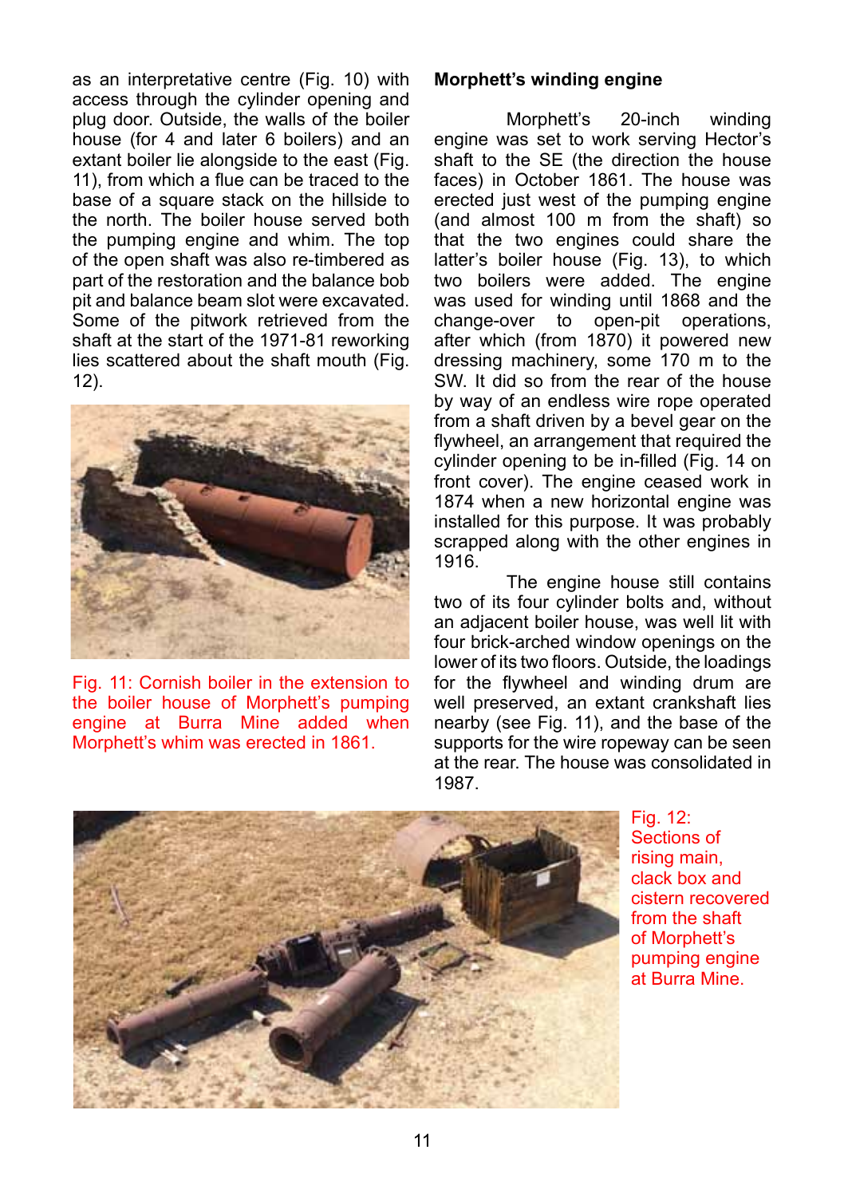as an interpretative centre (Fig. 10) with access through the cylinder opening and plug door. Outside, the walls of the boiler house (for 4 and later 6 boilers) and an extant boiler lie alongside to the east (Fig. 11), from which a flue can be traced to the base of a square stack on the hillside to the north. The boiler house served both the pumping engine and whim. The top of the open shaft was also re-timbered as part of the restoration and the balance bob pit and balance beam slot were excavated. Some of the pitwork retrieved from the shaft at the start of the 1971-81 reworking lies scattered about the shaft mouth (Fig. 12).

Fig. 11: Cornish boiler in the extension to the boiler house of Morphett's pumping engine at Burra Mine added when Morphett's whim was erected in 1861.

## Morphett's winding engine

Morphett's 20-inch winding engine was set to work serving Hector's shaft to the SE (the direction the house faces) in October 1861. The house was erected just west of the pumping engine (and almost 100 m from the shaft) so that the two engines could share the latter's boiler house (Fig. 13), to which two boilers were added. The engine was used for winding until 1868 and the change-over to open-pit operations, after which (from 1870) it powered new dressing machinery, some 170 m to the SW. It did so from the rear of the house by way of an endless wire rope operated from a shaft driven by a bevel gear on the flywheel, an arrangement that required the cylinder opening to be in-filled (Fig. 14 on front cover). The engine ceased work in 1874 when a new horizontal engine was installed for this purpose. It was probably scrapped along with the other engines in 1916.

The engine house still contains two of its four cylinder bolts and, without an adjacent boiler house, was well lit with four brick-arched window openings on the lower of its two floors. Outside, the loadings for the flywheel and winding drum are well preserved, an extant crankshaft lies nearby (see Fig. 11), and the base of the supports for the wire ropeway can be seen at the rear. The house was consolidated in 1987.

Fig. 12: Sections of rising main, clack box and cistern recovered from the shaft of Morphett's pumping engine at Burra Mine.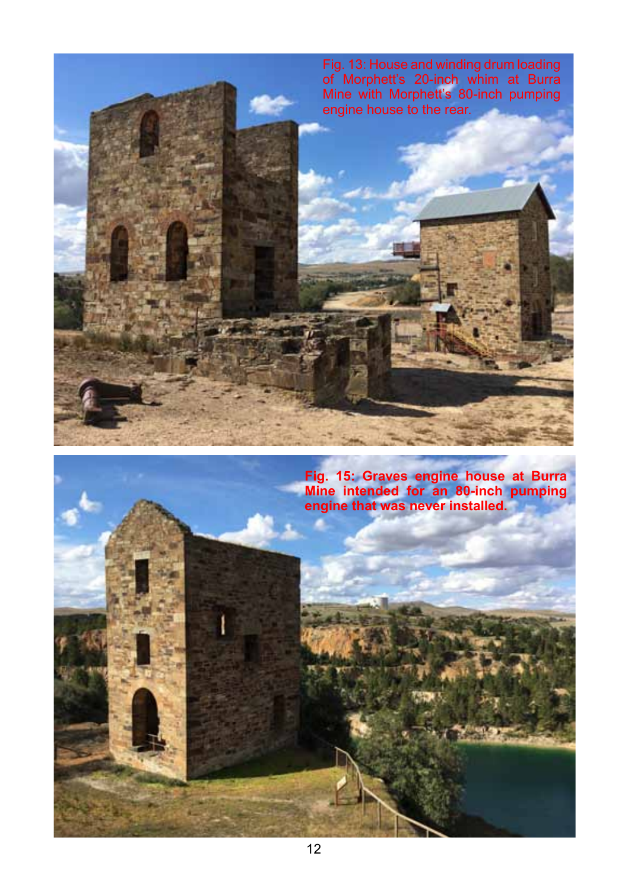Fig. 13: House and winding drum loading of Morphett's 20-inch whim at Burra Mine with Morphett's 80-inch pumping engine house to the rear.

**Fig. 15: Graves engine house at Burra Mine intended for an 80-inch pumping engine that was never installed.**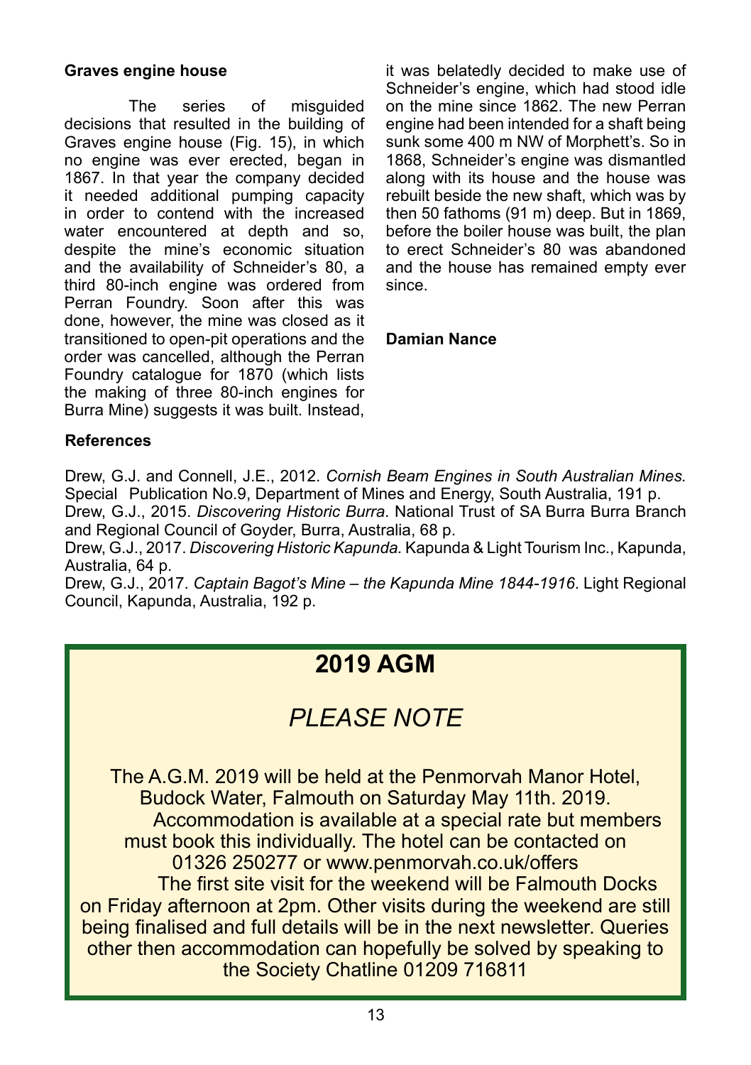### Graves engine house

The series of misguided decisions that resulted in the building of Graves engine house (Fig. 15), in which no engine was ever erected, began in 1867. In that year the company decided it needed additional pumping capacity in order to contend with the increased water encountered at depth and so, despite the mine's economic situation and the availability of Schneider's 80, a third 80-inch engine was ordered from Perran Foundry. Soon after this was done, however, the mine was closed as it transitioned to open-pit operations and the order was cancelled, although the Perran Foundry catalogue for 1870 (which lists the making of three 80-inch engines for Burra Mine) suggests it was built. Instead, it was belatedly decided to make use of Schneider's engine, which had stood idle on the mine since 1862. The new Perran engine had been intended for a shaft being sunk some 400 m NW of Morphett's. So in 1868, Schneider's engine was dismantled along with its house and the house was rebuilt beside the new shaft, which was by then 50 fathoms (91 m) deep. But in 1869, before the boiler house was built, the plan to erect Schneider's 80 was abandoned and the house has remained empty ever since.

**Damian Nance**

### References

Drew, G.J. and Connell, J.E., 2012. *Cornish Beam Engines in South Australian Mines.* Special Publication No.9, Department of Mines and Energy, South Australia, 191 p.

Drew, G.J., 2015. *Discovering Historic Burra*. National Trust of SA Burra Burra Branch and Regional Council of Goyder, Burra, Australia, 68 p.

Drew, G.J., 2017. *Discovering Historic Kapunda.* Kapunda & Light Tourism Inc., Kapunda, Australia, 64 p.

Drew, G.J., 2017. *Captain Bagot's Mine – the Kapunda Mine 1844-1916*. Light Regional Council, Kapunda, Australia, 192 p.

## 2019 AGM

## *PLEASE NOTE*

The A.G.M. 2019 will be held at the Penmorvah Manor Hotel, Budock Water, Falmouth on Saturday May 11th. 2019.

Accommodation is available at a special rate but members must book this individually. The hotel can be contacted on 01326 250277 or www.penmorvah.co.uk/offers

The first site visit for the weekend will be Falmouth Docks on Friday afternoon at 2pm. Other visits during the weekend are still being finalised and full details will be in the next newsletter. Queries other then accommodation can hopefully be solved by speaking to the Society Chatline 01209 716811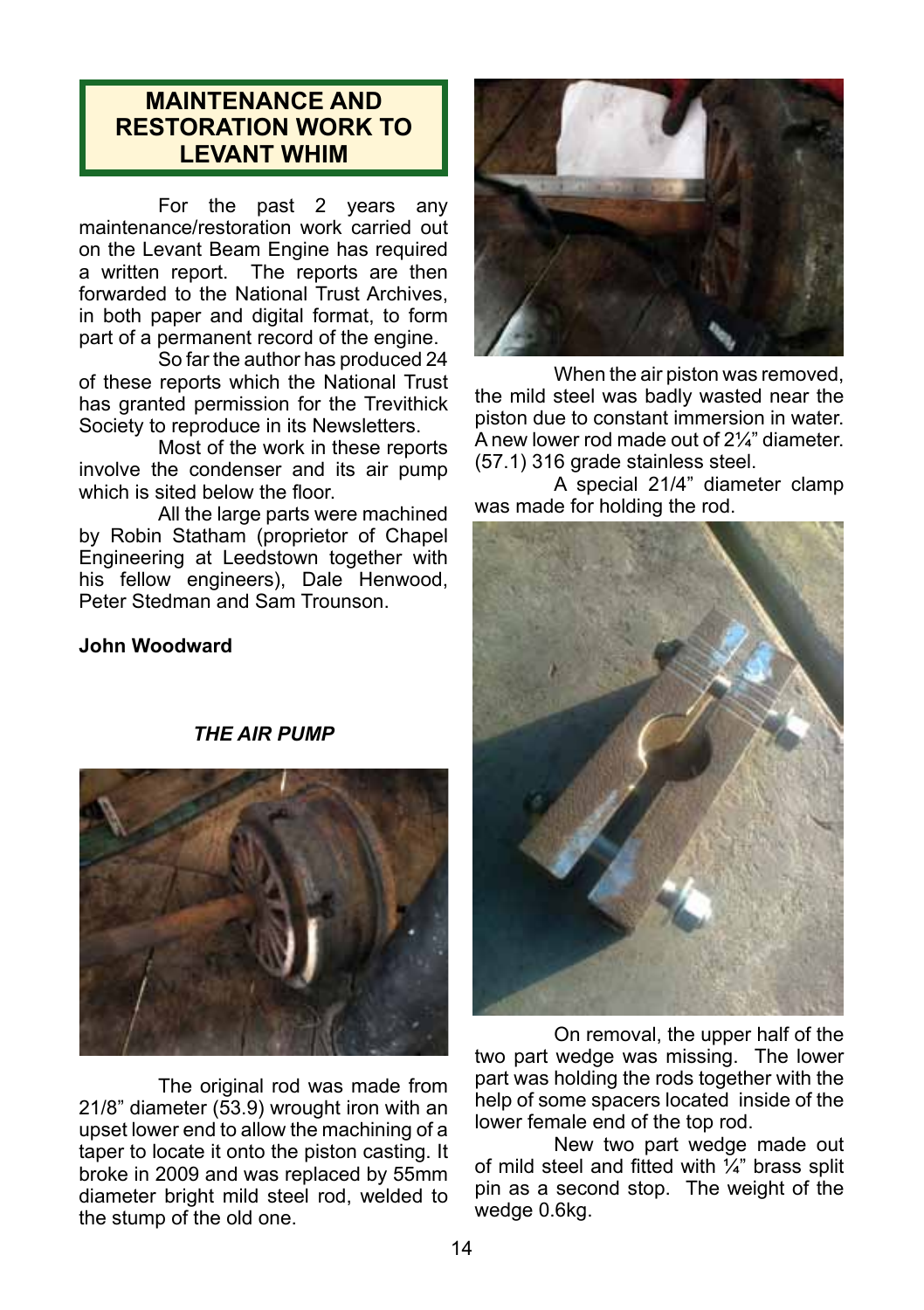## MAINTENANCE AND RESTORATION WORK TO LEVANT WHIM

For the past 2 years any maintenance/restoration work carried out on the Levant Beam Engine has required a written report. The reports are then forwarded to the National Trust Archives, in both paper and digital format, to form part of a permanent record of the engine.

So far the author has produced 24 of these reports which the National Trust has granted permission for the Trevithick Society to reproduce in its Newsletters.

Most of the work in these reports involve the condenser and its air pump which is sited below the floor.

All the large parts were machined by Robin Statham (proprietor of Chapel Engineering at Leedstown together with his fellow engineers), Dale Henwood, Peter Stedman and Sam Trounson.

**John Woodward**

### *THE AIR PUMP*

The original rod was made from 21/8" diameter (53.9) wrought iron with an upset lower end to allow the machining of a taper to locate it onto the piston casting. It broke in 2009 and was replaced by 55mm diameter bright mild steel rod, welded to the stump of the old one.

When the air piston was removed, the mild steel was badly wasted near the piston due to constant immersion in water. A new lower rod made out of 2¼" diameter. (57.1) 316 grade stainless steel.

A special 21/4" diameter clamp was made for holding the rod.

On removal, the upper half of the two part wedge was missing. The lower part was holding the rods together with the help of some spacers located inside of the lower female end of the top rod.

New two part wedge made out of mild steel and fitted with ¼" brass split pin as a second stop. The weight of the wedge 0.6kg.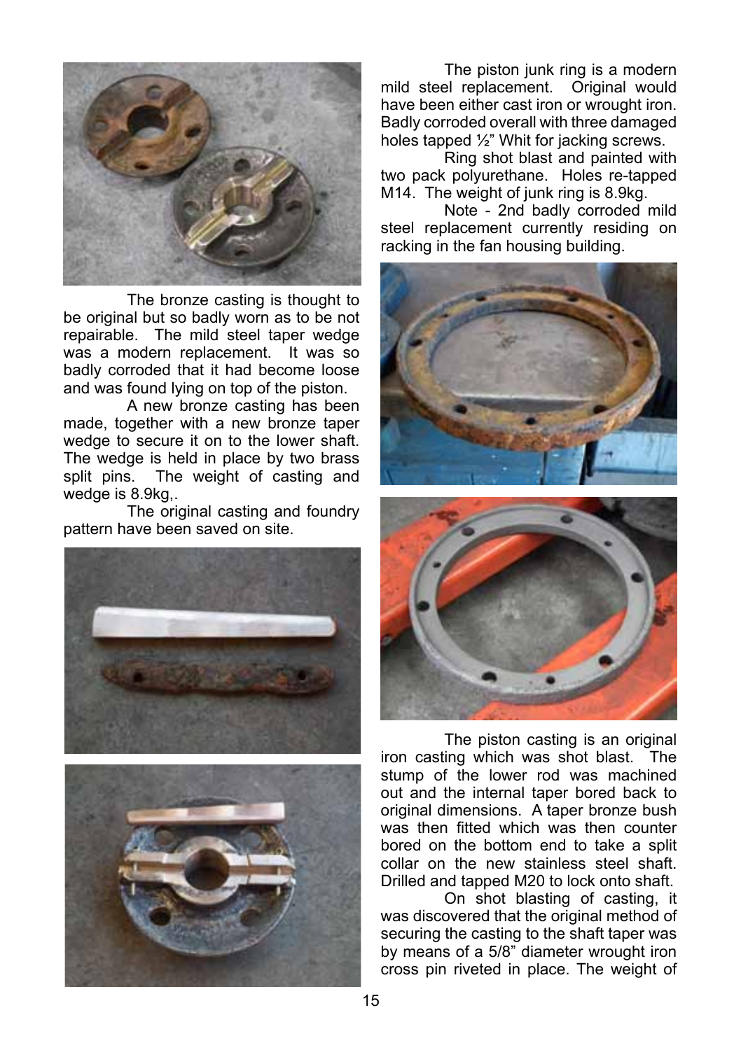The bronze casting is thought to be original but so badly worn as to be not repairable. The mild steel taper wedge was a modern replacement. It was so badly corroded that it had become loose and was found lying on top of the piston.

A new bronze casting has been made, together with a new bronze taper wedge to secure it on to the lower shaft. The wedge is held in place by two brass split pins. The weight of casting and wedge is 8.9kg,.

The original casting and foundry pattern have been saved on site.

The piston junk ring is a modern mild steel replacement. Original would have been either cast iron or wrought iron. Badly corroded overall with three damaged holes tapped ½" Whit for jacking screws.

Ring shot blast and painted with two pack polyurethane. Holes re-tapped M14. The weight of junk ring is 8.9kg.

Note - 2nd badly corroded mild steel replacement currently residing on racking in the fan housing building.

The piston casting is an original iron casting which was shot blast. The stump of the lower rod was machined out and the internal taper bored back to original dimensions. A taper bronze bush was then fitted which was then counter bored on the bottom end to take a split collar on the new stainless steel shaft. Drilled and tapped M20 to lock onto shaft.

On shot blasting of casting, it was discovered that the original method of securing the casting to the shaft taper was by means of a 5/8" diameter wrought iron cross pin riveted in place. The weight of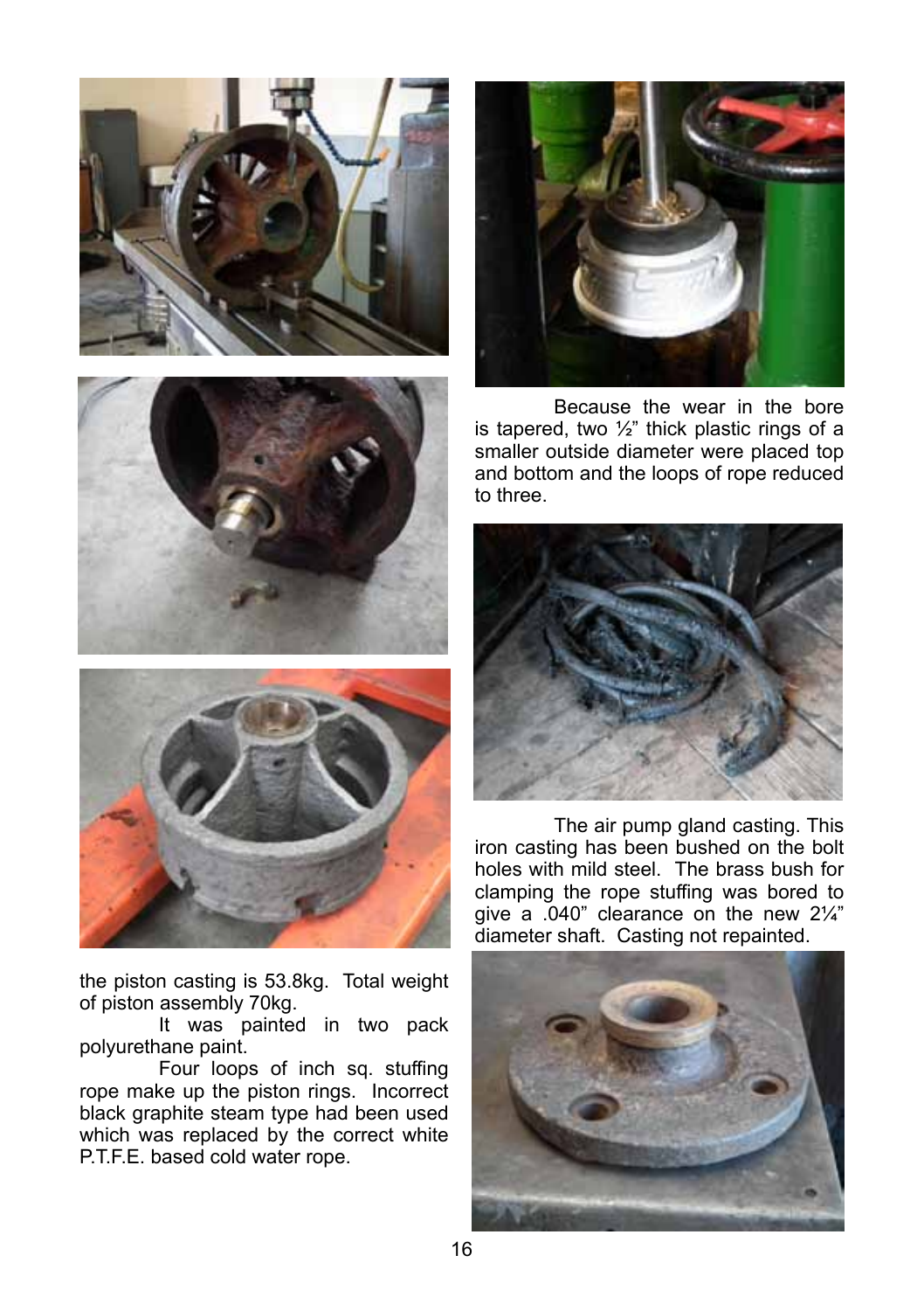the piston casting is 53.8kg. Total weight of piston assembly 70kg.

It was painted in two pack polyurethane paint.

Four loops of inch sq. stuffing rope make up the piston rings. Incorrect black graphite steam type had been used which was replaced by the correct white P.T.F.E. based cold water rope.

Because the wear in the bore is tapered, two ½" thick plastic rings of a smaller outside diameter were placed top and bottom and the loops of rope reduced to three.

The air pump gland casting. This iron casting has been bushed on the bolt holes with mild steel. The brass bush for clamping the rope stuffing was bored to give a .040" clearance on the new 2¼" diameter shaft. Casting not repainted.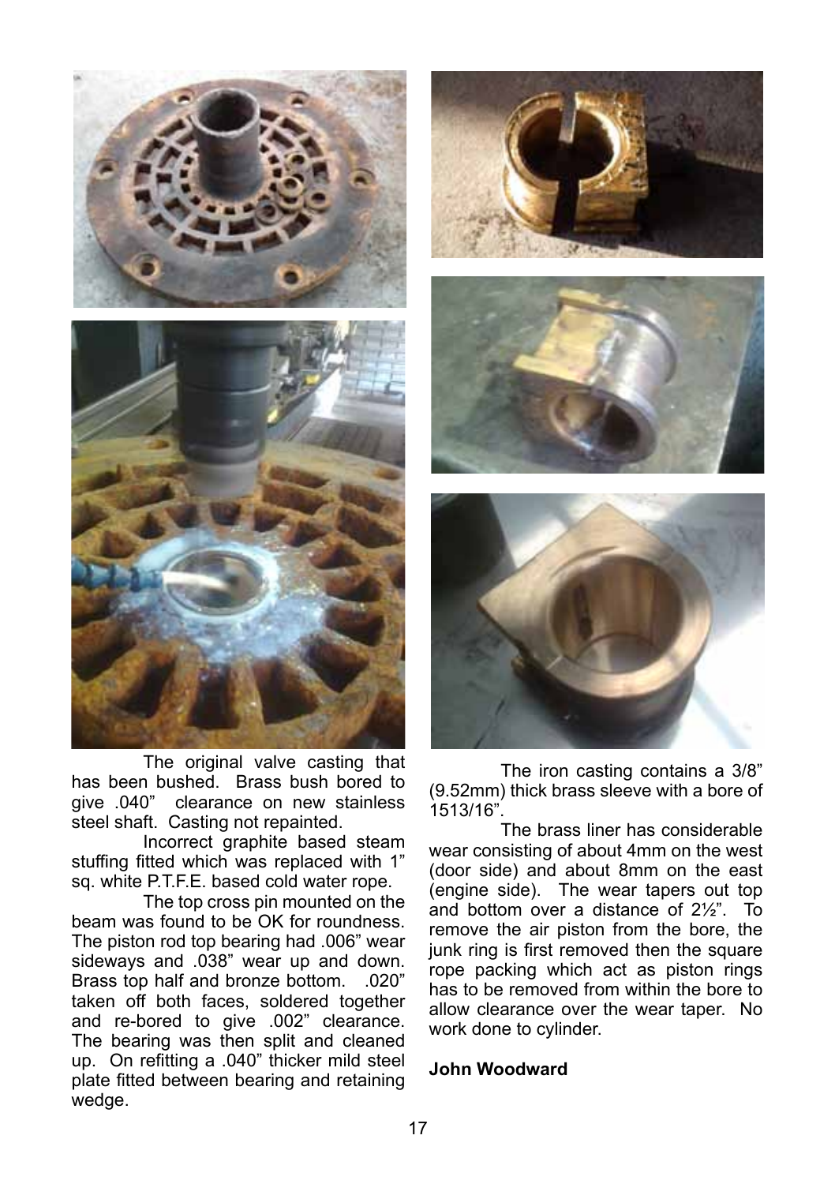The original valve casting that has been bushed. Brass bush bored to give .040" clearance on new stainless steel shaft. Casting not repainted.

Incorrect graphite based steam stuffing fitted which was replaced with 1" sq. white P.T.F.E. based cold water rope.

The top cross pin mounted on the beam was found to be OK for roundness. The piston rod top bearing had .006" wear sideways and .038" wear up and down. Brass top half and bronze bottom. .020" taken off both faces, soldered together and re-bored to give .002" clearance. The bearing was then split and cleaned up. On refitting a .040" thicker mild steel plate fitted between bearing and retaining wedge.

The iron casting contains a 3/8" (9.52mm) thick brass sleeve with a bore of 1513/16".

The brass liner has considerable wear consisting of about 4mm on the west (door side) and about 8mm on the east (engine side). The wear tapers out top and bottom over a distance of 2½". To remove the air piston from the bore, the junk ring is first removed then the square rope packing which act as piston rings has to be removed from within the bore to allow clearance over the wear taper. No work done to cylinder.

**John Woodward**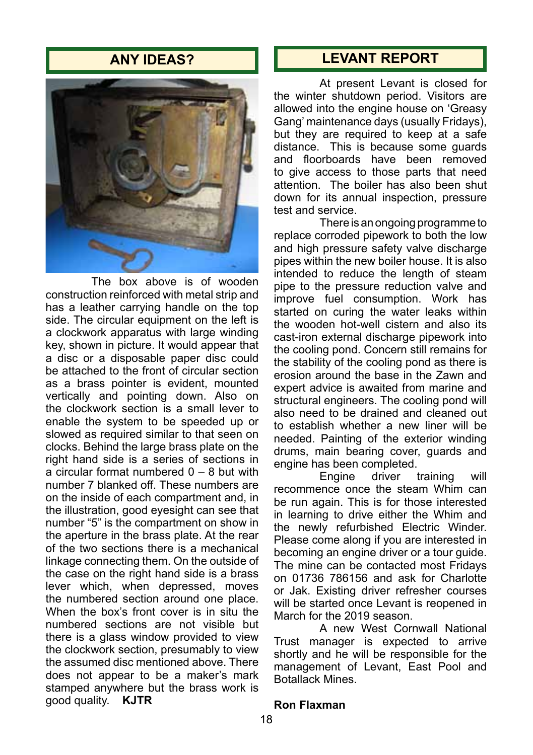## ANY IDEAS?

The box above is of wooden construction reinforced with metal strip and has a leather carrying handle on the top side. The circular equipment on the left is a clockwork apparatus with large winding key, shown in picture. It would appear that a disc or a disposable paper disc could be attached to the front of circular section as a brass pointer is evident, mounted vertically and pointing down. Also on the clockwork section is a small lever to enable the system to be speeded up or slowed as required similar to that seen on clocks. Behind the large brass plate on the right hand side is a series of sections in a circular format numbered 0 – 8 but with number 7 blanked off. These numbers are on the inside of each compartment and, in the illustration, good eyesight can see that number "5" is the compartment on show in the aperture in the brass plate. At the rear of the two sections there is a mechanical linkage connecting them. On the outside of the case on the right hand side is a brass lever which, when depressed, moves the numbered section around one place. When the box's front cover is in situ the numbered sections are not visible but there is a glass window provided to view the clockwork section, presumably to view the assumed disc mentioned above. There does not appear to be a maker's mark stamped anywhere but the brass work is good quality. **KJTR**

## LEVANT REPORT

At present Levant is closed for the winter shutdown period. Visitors are allowed into the engine house on 'Greasy Gang' maintenance days (usually Fridays), but they are required to keep at a safe distance. This is because some guards and floorboards have been removed to give access to those parts that need attention. The boiler has also been shut down for its annual inspection, pressure test and service.

There is an ongoing programme to replace corroded pipework to both the low and high pressure safety valve discharge pipes within the new boiler house. It is also intended to reduce the length of steam pipe to the pressure reduction valve and improve fuel consumption. Work has started on curing the water leaks within the wooden hot-well cistern and also its cast-iron external discharge pipework into the cooling pond. Concern still remains for the stability of the cooling pond as there is erosion around the base in the Zawn and expert advice is awaited from marine and structural engineers. The cooling pond will also need to be drained and cleaned out to establish whether a new liner will be needed. Painting of the exterior winding drums, main bearing cover, guards and engine has been completed.

Engine driver training will recommence once the steam Whim can be run again. This is for those interested in learning to drive either the Whim and the newly refurbished Electric Winder. Please come along if you are interested in becoming an engine driver or a tour guide. The mine can be contacted most Fridays on 01736 786156 and ask for Charlotte or Jak. Existing driver refresher courses will be started once Levant is reopened in March for the 2019 season.

A new West Cornwall National Trust manager is expected to arrive shortly and he will be responsible for the management of Levant, East Pool and Botallack Mines.

**Ron Flaxman**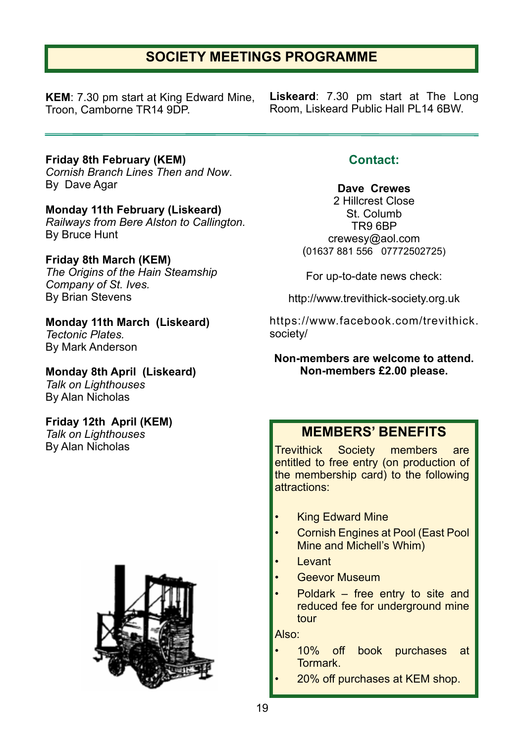# SOCIETY MEETINGS PROGRAMME

**KEM**: 7.30 pm start at King Edward Mine, Troon, Camborne TR14 9DP.

**Liskeard**: 7.30 pm start at The Long Room, Liskeard Public Hall PL14 6BW.

**Friday 8th February (KEM)**
*Cornish Branch Lines Then and Now*.
By Dave Agar

**Monday 11th February (Liskeard)**
*Railways from Bere Alston to Callington.*
By Bruce Hunt

**Friday 8th March (KEM)**
*The Origins of the Hain Steamship Company of St. Ives.*
By Brian Stevens

**Monday 11th March (Liskeard)**
*Tectonic Plates.*
By Mark Anderson

**Monday 8th April (Liskeard)**
*Talk on Lighthouses*
By Alan Nicholas

**Friday 12th April (KEM)**
*Talk on Lighthouses*
By Alan Nicholas

## Contact:

**Dave Crewes**
2 Hillcrest Close
St. Columb
TR9 6BP
crewesy@aol.com
(01637 881 556 07772502725)

For up-to-date news check:

http://www.trevithick-society.org.uk

https://www.facebook.com/trevithick.society/

**Non-members are welcome to attend.**
**Non-members £2.00 please.**

## MEMBERS' BENEFITS

Trevithick Society members are entitled to free entry (on production of the membership card) to the following attractions:

- King Edward Mine
- Cornish Engines at Pool (East Pool Mine and Michell's Whim)
- Levant
- Geevor Museum
- Poldark – free entry to site and reduced fee for underground mine tour

Also:

- 10% off book purchases at Tormark.
- 20% off purchases at KEM shop.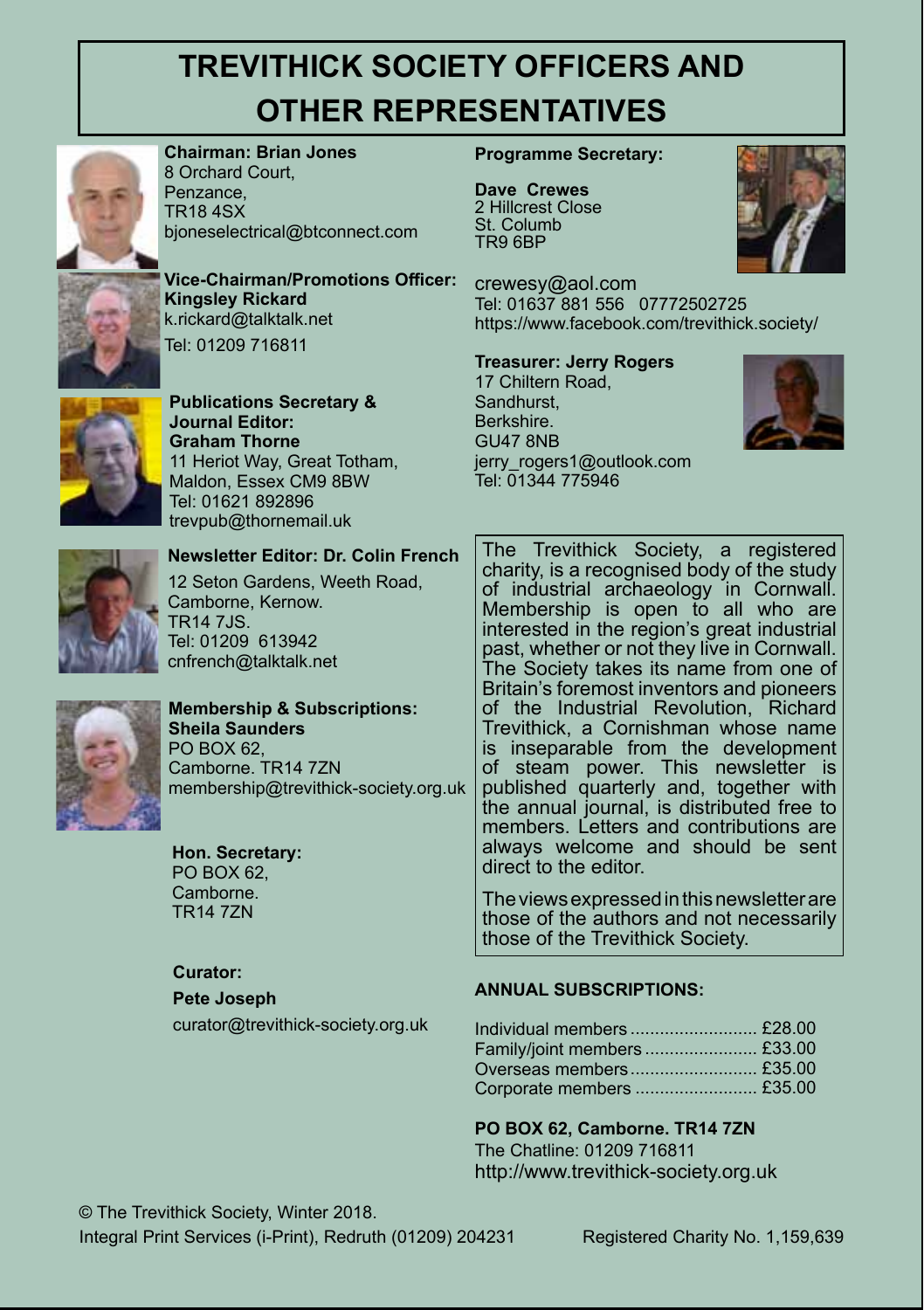# TREVITHICK SOCIETY OFFICERS AND OTHER REPRESENTATIVES

**Chairman: Brian Jones**
8 Orchard Court,
Penzance,
TR18 4SX
bjoneselectrical@btconnect.com

**Vice-Chairman/Promotions Officer:**
**Kingsley Rickard**
k.rickard@talktalk.net
Tel: 01209 716811

**Publications Secretary & Journal Editor:**
**Graham Thorne**
11 Heriot Way, Great Totham,
Maldon, Essex CM9 8BW
Tel: 01621 892896
trevpub@thornemail.uk

**Newsletter Editor: Dr. Colin French**
12 Seton Gardens, Weeth Road,
Camborne, Kernow.
TR14 7JS.
Tel: 01209 613942
cnfrench@talktalk.net

**Membership & Subscriptions:**
**Sheila Saunders**
PO BOX 62,
Camborne. TR14 7ZN
membership@trevithick-society.org.uk

**Hon. Secretary:**
PO BOX 62,
Camborne.
TR14 7ZN

**Curator:**
**Pete Joseph**
curator@trevithick-society.org.uk

**Programme Secretary:**

**Dave Crewes**
2 Hillcrest Close
St. Columb
TR9 6BP
crewesy@aol.com
Tel: 01637 881 556 07772502725
https://www.facebook.com/trevithick.society/

**Treasurer: Jerry Rogers**
17 Chiltern Road,
Sandhurst,
Berkshire.
GU47 8NB
jerry_rogers1@outlook.com
Tel: 01344 775946

The Trevithick Society, a registered charity, is a recognised body of the study of industrial archaeology in Cornwall. Membership is open to all who are interested in the region's great industrial past, whether or not they live in Cornwall. The Society takes its name from one of Britain's foremost inventors and pioneers of the Industrial Revolution, Richard Trevithick, a Cornishman whose name is inseparable from the development of steam power. This newsletter is published quarterly and, together with the annual journal, is distributed free to members. Letters and contributions are always welcome and should be sent direct to the editor.

The views expressed in this newsletter are those of the authors and not necessarily those of the Trevithick Society.

**ANNUAL SUBSCRIPTIONS:**

Individual members .......................... £28.00
Family/joint members ....................... £33.00
Overseas members ........................... £35.00
Corporate members .......................... £35.00

**PO BOX 62, Camborne. TR14 7ZN**
The Chatline: 01209 716811
http://www.trevithick-society.org.uk

© The Trevithick Society, Winter 2018.
Integral Print Services (i-Print), Redruth (01209) 204231

Registered Charity No. 1,159,639